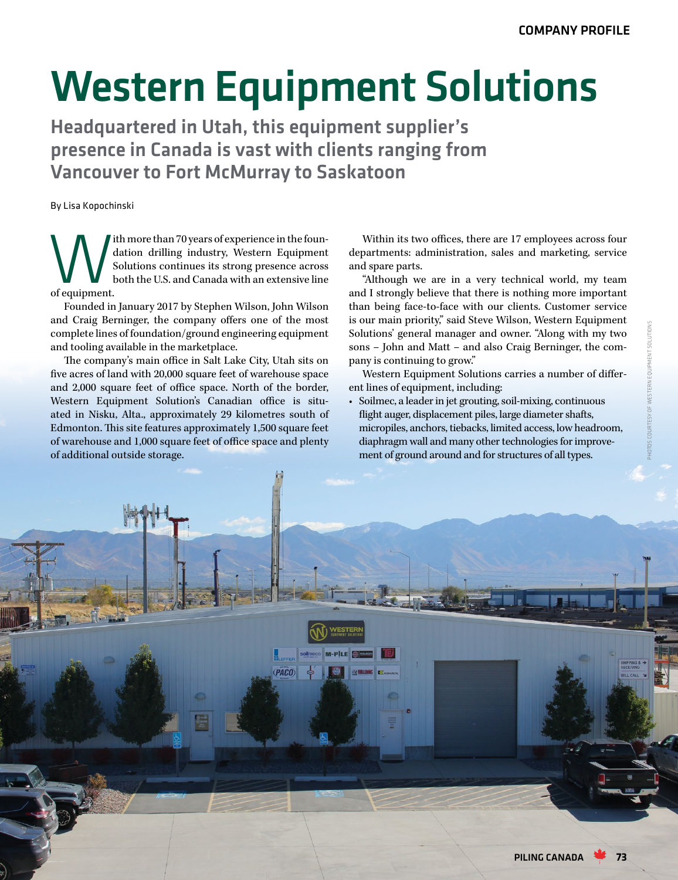# Western Equipment Solutions

## Headquartered in Utah, this equipment supplier's presence in Canada is vast with clients ranging from Vancouver to Fort McMurray to Saskatoon

By Lisa Kopochinski

With more than 70 years of experience in the foundation drilling industry, Western Equipment Solutions continues its strong presence across both the U.S. and Canada with an extensive line of equipment.

Founded in January 2017 by Stephen Wilson, John Wilson and Craig Berninger, the company offers one of the most complete lines of foundation/ground engineering equipment and tooling available in the marketplace.

The company's main office in Salt Lake City, Utah sits on five acres of land with 20,000 square feet of warehouse space and 2,000 square feet of office space. North of the border, Western Equipment Solution's Canadian office is situated in Nisku, Alta., approximately 29 kilometres south of Edmonton. This site features approximately 1,500 square feet of warehouse and 1,000 square feet of office space and plenty of additional outside storage.

Within its two offices, there are 17 employees across four departments: administration, sales and marketing, service and spare parts.

"Although we are in a very technical world, my team and I strongly believe that there is nothing more important than being face-to-face with our clients. Customer service is our main priority," said Steve Wilson, Western Equipment Solutions' general manager and owner. "Along with my two sons – John and Matt – and also Craig Berninger, the company is continuing to grow."

Western Equipment Solutions carries a number of different lines of equipment, including:

- Soilmec, a leader in jet grouting, soil-mixing, continuous flight auger, displacement piles, large diameter shafts, micropiles, anchors, tiebacks, limited access, low headroom, diaphragm wall and many other technologies for improvement of ground around and for structures of all types.

PHOTOS COURTESY OF WESTERN EQUIPMENT SOLUTIONS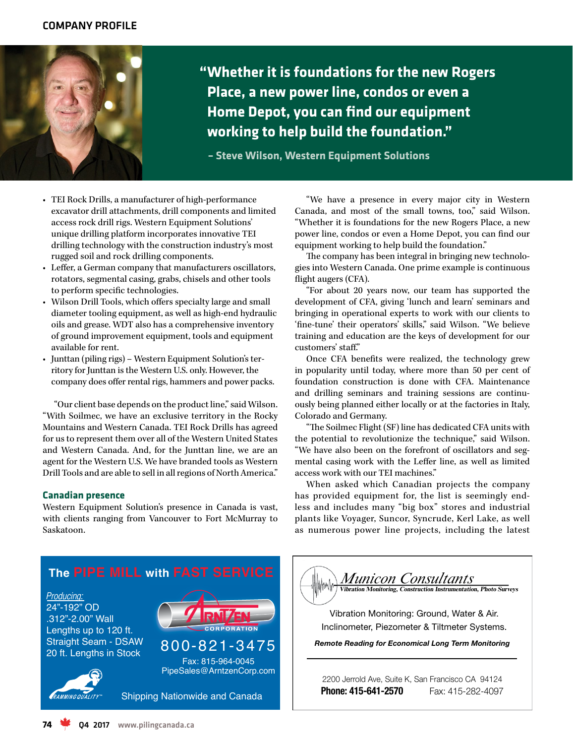"Whether it is foundations for the new Rogers Place, a new power line, condos or even a Home Depot, you can find our equipment working to help build the foundation."

– Steve Wilson, Western Equipment Solutions

- TEI Rock Drills, a manufacturer of high-performance excavator drill attachments, drill components and limited access rock drill rigs. Western Equipment Solutions' unique drilling platform incorporates innovative TEI drilling technology with the construction industry's most rugged soil and rock drilling components.
- Leffer, a German company that manufactures oscillators, rotators, segmental casing, grabs, chisels and other tools to perform specific technologies.
- Wilson Drill Tools, which offers specialty large and small diameter tooling equipment, as well as high-end hydraulic oils and grease. WDT also has a comprehensive inventory of ground improvement equipment, tools and equipment available for rent.
- Junttan (piling rigs) – Western Equipment Solution's territory for Junttan is the Western U.S. only. However, the company does offer rental rigs, hammers and power packs.

"Our client base depends on the product line," said Wilson. "With Soilmec, we have an exclusive territory in the Rocky Mountains and Western Canada. TEI Rock Drills has agreed for us to represent them over all of the Western United States and Western Canada. And, for the Junttan line, we are an agent for the Western U.S. We have branded tools as Western Drill Tools and are able to sell in all regions of North America."

### Canadian presence

Western Equipment Solution's presence in Canada is vast, with clients ranging from Vancouver to Fort McMurray to Saskatoon.

"We have a presence in every major city in Western Canada, and most of the small towns, too," said Wilson. "Whether it is foundations for the new Rogers Place, a new power line, condos or even a Home Depot, you can find our equipment working to help build the foundation."

The company has been integral in bringing new technologies into Western Canada. One prime example is continuous flight augers (CFA).

"For about 20 years now, our team has supported the development of CFA, giving 'lunch and learn' seminars and bringing in operational experts to work with our clients to 'fine-tune' their operators' skills," said Wilson. "We believe training and education are the keys of development for our customers' staff."

Once CFA benefits were realized, the technology grew in popularity until today, where more than 50 per cent of foundation construction is done with CFA. Maintenance and drilling seminars and training sessions are continuously being planned either locally or at the factories in Italy, Colorado and Germany.

"The Soilmec Flight (SF) line has dedicated CFA units with the potential to revolutionize the technique," said Wilson. "We have also been on the forefront of oscillators and segmental casing work with the Leffer line, as well as limited access work with our TEI machines."

When asked which Canadian projects the company has provided equipment for, the list is seemingly endless and includes many "big box" stores and industrial plants like Voyager, Suncor, Syncrude, Kerl Lake, as well as numerous power line projects, including the latest

---

**The PIPE MILL with FAST SERVICE**

*Producing:*
24"-192" OD
.312"-2.00" Wall
Lengths up to 120 ft.
Straight Seam - DSAW
20 ft. Lengths in Stock

ARNTZEN CORPORATION
800-821-3475
Fax: 815-964-0045
PipeSales@ArntzenCorp.com

RAMMING QUALITY™

Shipping Nationwide and Canada

---

*Municon Consultants*
*Vibration Monitoring, Construction Instrumentation, Photo Surveys*

Vibration Monitoring: Ground, Water & Air.
Inclinometer, Piezometer & Tiltmeter Systems.

***Remote Reading for Economical Long Term Monitoring***

2200 Jerrold Ave, Suite K, San Francisco CA 94124
**Phone: 415-641-2570** Fax: 415-282-4097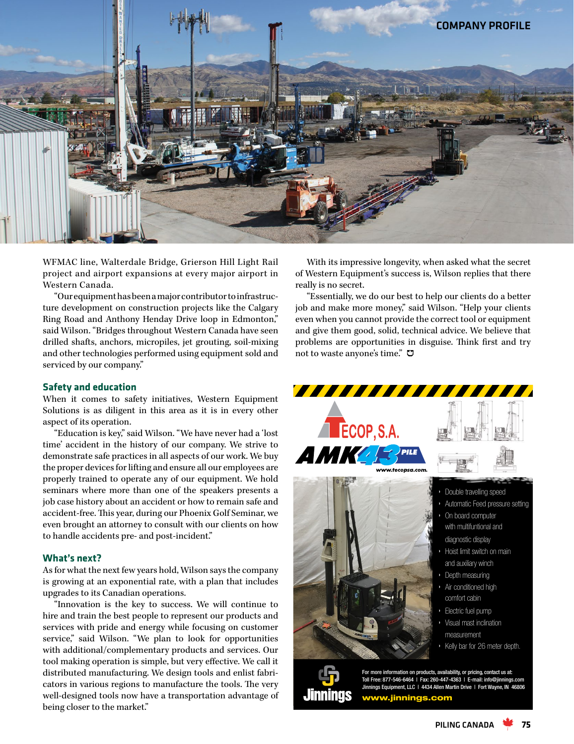WFMAC line, Walterdale Bridge, Grierson Hill Light Rail project and airport expansions at every major airport in Western Canada.

"Our equipment has been a major contributor to infrastructure development on construction projects like the Calgary Ring Road and Anthony Henday Drive loop in Edmonton," said Wilson. "Bridges throughout Western Canada have seen drilled shafts, anchors, micropiles, jet grouting, soil-mixing and other technologies performed using equipment sold and serviced by our company."

### Safety and education

When it comes to safety initiatives, Western Equipment Solutions is as diligent in this area as it is in every other aspect of its operation.

"Education is key," said Wilson. "We have never had a 'lost time' accident in the history of our company. We strive to demonstrate safe practices in all aspects of our work. We buy the proper devices for lifting and ensure all our employees are properly trained to operate any of our equipment. We hold seminars where more than one of the speakers presents a job case history about an accident or how to remain safe and accident-free. This year, during our Phoenix Golf Seminar, we even brought an attorney to consult with our clients on how to handle accidents pre- and post-incident."

### What's next?

As for what the next few years hold, Wilson says the company is growing at an exponential rate, with a plan that includes upgrades to its Canadian operations.

"Innovation is the key to success. We will continue to hire and train the best people to represent our products and services with pride and energy while focusing on customer service," said Wilson. "We plan to look for opportunities with additional/complementary products and services. Our tool making operation is simple, but very effective. We call it distributed manufacturing. We design tools and enlist fabricators in various regions to manufacture the tools. The very well-designed tools now have a transportation advantage of being closer to the market."

With its impressive longevity, when asked what the secret of Western Equipment's success is, Wilson replies that there really is no secret.

"Essentially, we do our best to help our clients do a better job and make more money," said Wilson. "Help your clients even when you cannot provide the correct tool or equipment and give them good, solid, technical advice. We believe that problems are opportunities in disguise. Think first and try not to waste anyone's time."

TECOP, S.A.

AMK43 PILE

www.tecopsa.com.

- Double travelling speed
- Automatic Feed pressure setting
- On board computer with multifuntional and diagnostic display
- Hoist limit switch on main and auxilary winch
- Depth measuring
- Air conditioned high comfort cabin
- Electric fuel pump
- Visual mast inclination measurement
- Kelly bar for 26 meter depth.

Jinnings

For more information on products, availability, or pricing, contact us at:
Toll Free: 877-546-6464 | Fax: 260-447-4363 | E-mail: info@jinnings.com
Jinnings Equipment, LLC | 4434 Allen Martin Drive | Fort Wayne, IN 46806

www.jinnings.com